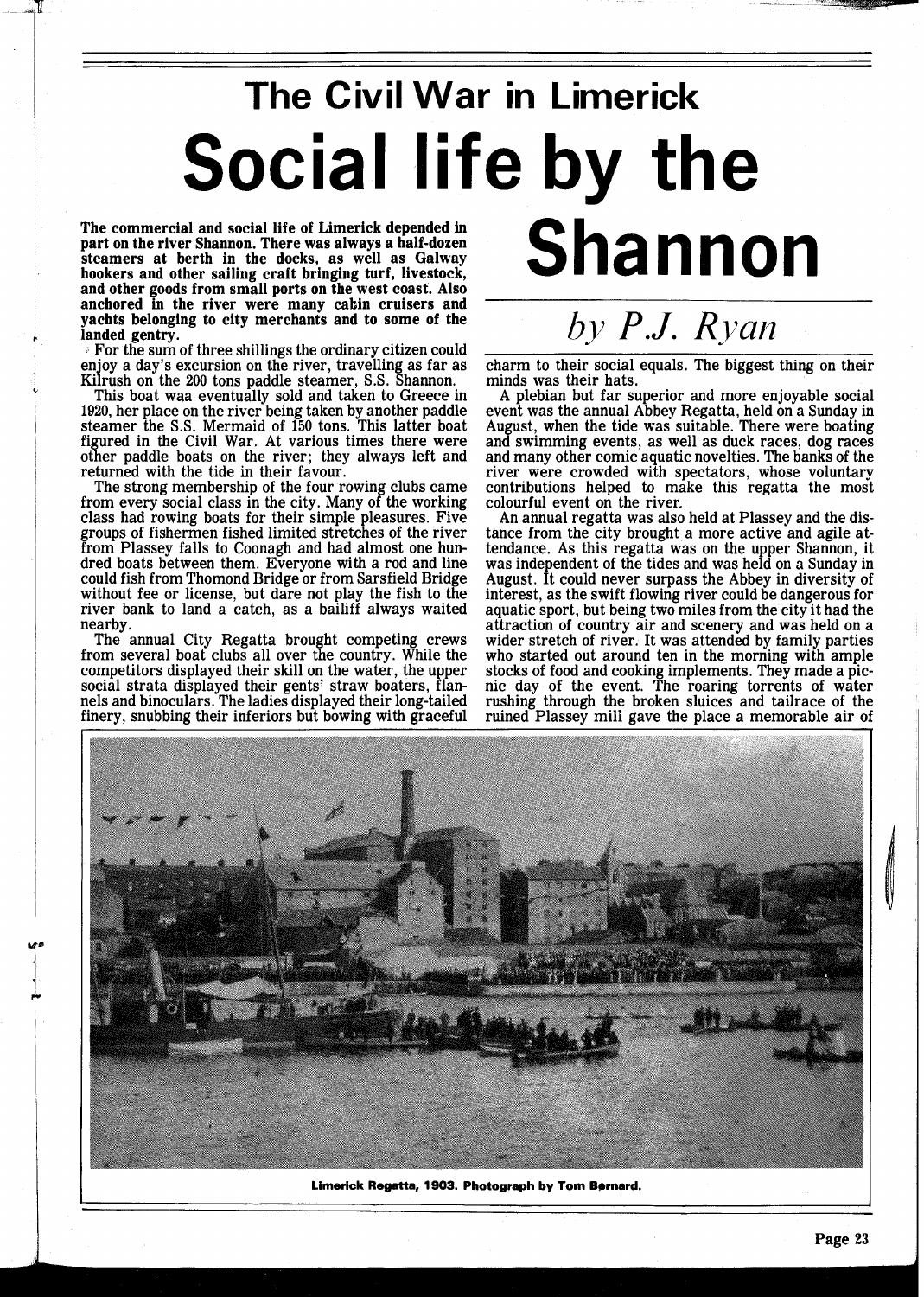## The Civil War in Limerick

# Social life by the Shannon

*by P.J. Ryan*

**The commercial and social life of Limerick depended in part on the river Shannon. There was always a half-dozen steamers at berth in the docks, as well as Galway hookers and other sailing craft bringing turf, livestock, and other goods from small ports on the west coast. Also anchored in the river were many cabin cruisers and yachts belonging to city merchants and to some of the landed gentry.**

For the sum of three shillings the ordinary citizen could enjoy a day's excursion on the river, travelling as far as Kilrush on the 200 tons paddle steamer, S.S. Shannon.

This boat waa eventually sold and taken to Greece in 1920, her place on the river being taken by another paddle steamer the S.S. Mermaid of 150 tons. This latter boat figured in the Civil War. At various times there were other paddle boats on the river; they always left and returned with the tide in their favour.

The strong membership of the four rowing clubs came from every social class in the city. Many of the working class had rowing boats for their simple pleasures. Five groups of fishermen fished limited stretches of the river from Plassey falls to Coonagh and had almost one hundred boats between them. Everyone with a rod and line could fish from Thomond Bridge or from Sarsfield Bridge without fee or license, but dare not play the fish to the river bank to land a catch, as a bailiff always waited nearby.

The annual City Regatta brought competing crews from several boat clubs all over the country. While the competitors displayed their skill on the water, the upper social strata displayed their gents' straw boaters, flannels and binoculars. The ladies displayed their long-tailed finery, snubbing their inferiors but bowing with graceful charm to their social equals. The biggest thing on their minds was their hats.

A plebian but far superior and more enjoyable social event was the annual Abbey Regatta, held on a Sunday in August, when the tide was suitable. There were boating and swimming events, as well as duck races, dog races and many other comic aquatic novelties. The banks of the river were crowded with spectators, whose voluntary contributions helped to make this regatta the most colourful event on the river.

An annual regatta was also held at Plassey and the distance from the city brought a more active and agile attendance. As this regatta was on the upper Shannon, it was independent of the tides and was held on a Sunday in August. It could never surpass the Abbey in diversity of interest, as the swift flowing river could be dangerous for aquatic sport, but being two miles from the city it had the attraction of country air and scenery and was held on a wider stretch of river. It was attended by family parties who started out around ten in the morning with ample stocks of food and cooking implements. They made a picnic day of the event. The roaring torrents of water rushing through the broken sluices and tailrace of the ruined Plassey mill gave the place a memorable air of

**Limerick Regatta, 1903. Photograph by Tom Bernard.**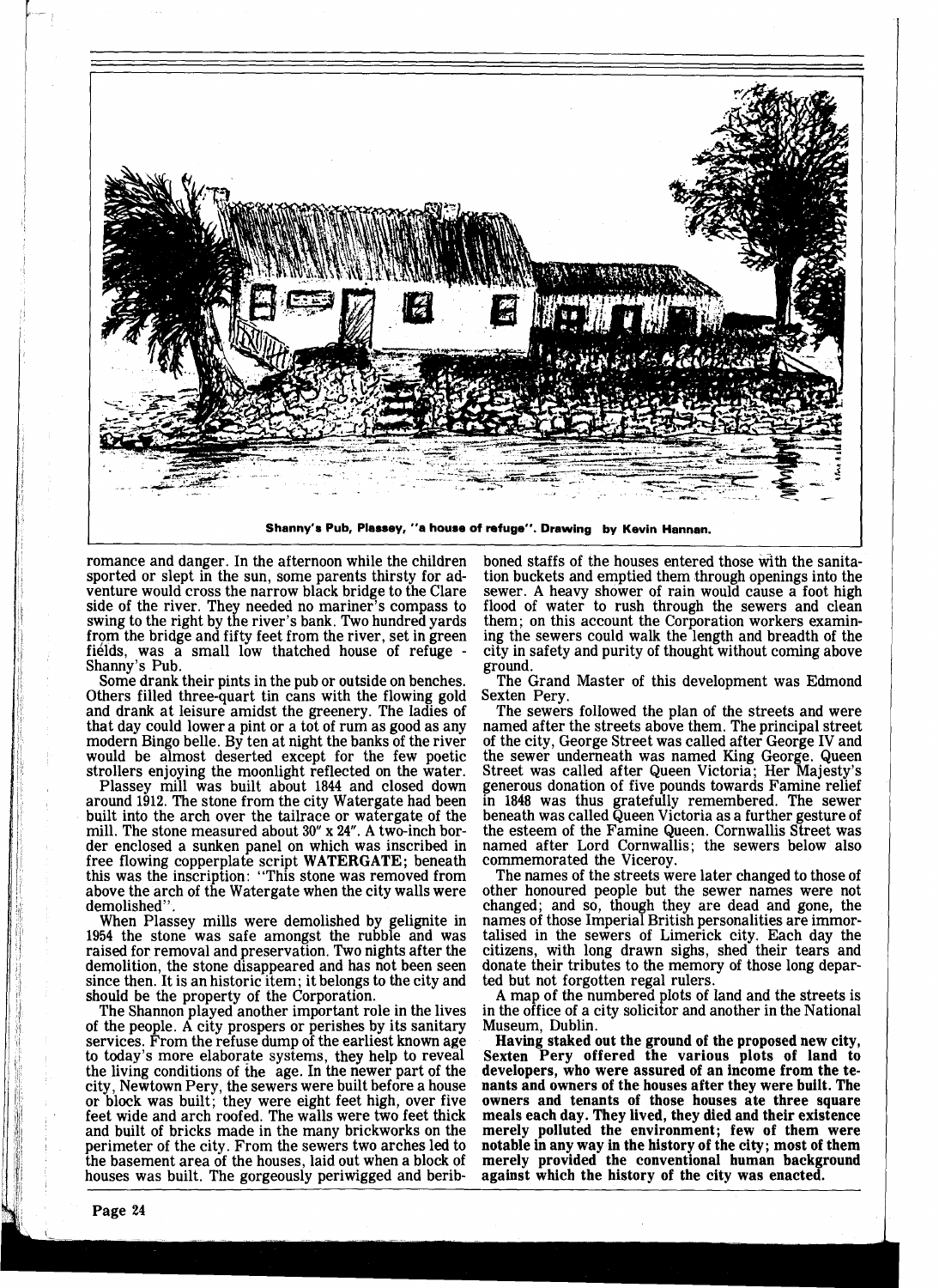**Shanny's Pub, Plassey, "a house of refuge". Drawing by Kevin Hannan.**

romance and danger. In the afternoon while the children sported or slept in the sun, some parents thirsty for adventure would cross the narrow black bridge to the Clare side of the river. They needed no mariner's compass to swing to the right by the river's bank. Two hundred yards from the bridge and fifty feet from the river, set in green fields, was a small low thatched house of refuge - Shanny's Pub.

Some drank their pints in the pub or outside on benches. Others filled three-quart tin cans with the flowing gold and drank at leisure amidst the greenery. The ladies of that day could lower a pint or a tot of rum as good as any modern Bingo belle. By ten at night the banks of the river would be almost deserted except for the few poetic strollers enjoying the moonlight reflected on the water.

Plassey mill was built about 1844 and closed down around 1912. The stone from the city Watergate had been built into the arch over the tailrace or watergate of the mill. The stone measured about 30" x 24". A two-inch border enclosed a sunken panel on which was inscribed in free flowing copperplate script **WATERGATE**; beneath this was the inscription: "This stone was removed from above the arch of the Watergate when the city walls were demolished".

When Plassey mills were demolished by gelignite in 1954 the stone was safe amongst the rubble and was raised for removal and preservation. Two nights after the demolition, the stone disappeared and has not been seen since then. It is an historic item; it belongs to the city and should be the property of the Corporation.

The Shannon played another important role in the lives of the people. A city prospers or perishes by its sanitary services. From the refuse dump of the earliest known age to today's more elaborate systems, they help to reveal the living conditions of the age. In the newer part of the city, Newtown Pery, the sewers were built before a house or block was built; they were eight feet high, over five feet wide and arch roofed. The walls were two feet thick and built of bricks made in the many brickworks on the perimeter of the city. From the sewers two arches led to the basement area of the houses, laid out when a block of houses was built. The gorgeously periwigged and beribboned staffs of the houses entered those with the sanitation buckets and emptied them through openings into the sewer. A heavy shower of rain would cause a foot high flood of water to rush through the sewers and clean them; on this account the Corporation workers examining the sewers could walk the length and breadth of the city in safety and purity of thought without coming above ground.

The Grand Master of this development was Edmond Sexten Pery.

The sewers followed the plan of the streets and were named after the streets above them. The principal street of the city, George Street was called after George IV and the sewer underneath was named King George. Queen Street was called after Queen Victoria; Her Majesty's generous donation of five pounds towards Famine relief in 1848 was thus gratefully remembered. The sewer beneath was called Queen Victoria as a further gesture of the esteem of the Famine Queen. Cornwallis Street was named after Lord Cornwallis; the sewers below also commemorated the Viceroy.

The names of the streets were later changed to those of other honoured people but the sewer names were not changed; and so, though they are dead and gone, the names of those Imperial British personalities are immortalised in the sewers of Limerick city. Each day the citizens, with long drawn sighs, shed their tears and donate their tributes to the memory of those long departed but not forgotten regal rulers.

A map of the numbered plots of land and the streets is in the office of a city solicitor and another in the National Museum, Dublin.

**Having staked out the ground of the proposed new city, Sexten Pery offered the various plots of land to developers, who were assured of an income from the tenants and owners of the houses after they were built. The owners and tenants of those houses ate three square meals each day. They lived, they died and their existence merely polluted the environment; few of them were notable in any way in the history of the city; most of them merely provided the conventional human background against which the history of the city was enacted.**